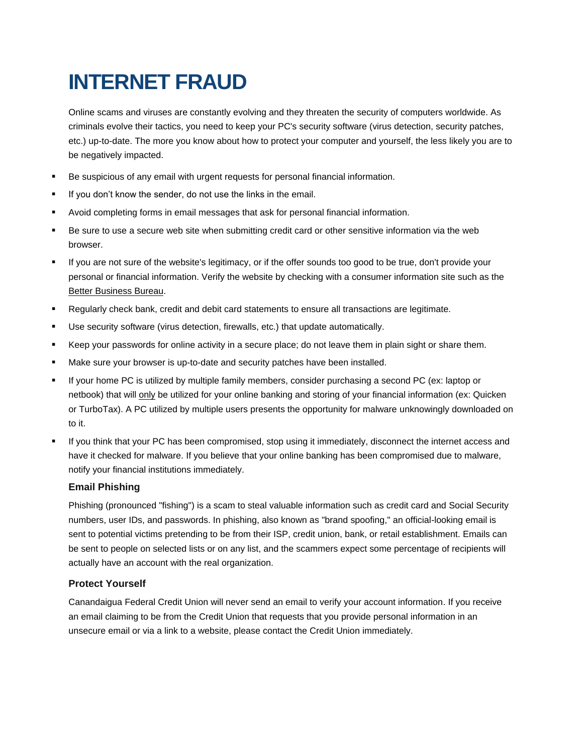# INTERNET FRAUD

Online scams and viruses are constantly evolving and they threaten the security of computers worldwide. As criminals evolve their tactics, you need to keep your PC's security software (virus detection, security patches, etc.) up-to-date. The more you know about how to protect your computer and yourself, the less likely you are to be negatively impacted.

- Be suspicious of any email with urgent requests for personal financial information.
- If you don't know the sender, do not use the links in the email.
- Avoid completing forms in email messages that ask for personal financial information.
- Be sure to use a secure web site when submitting credit card or other sensitive information via the web browser.
- If you are not sure of the website's legitimacy, or if the offer sounds too good to be true, don't provide your personal or financial information. Verify the website by checking with a consumer information site such as the Better Business Bureau.
- Regularly check bank, credit and debit card statements to ensure all transactions are legitimate.
- Use security software (virus detection, firewalls, etc.) that update automatically.
- Keep your passwords for online activity in a secure place; do not leave them in plain sight or share them.
- Make sure your browser is up-to-date and security patches have been installed.
- If your home PC is utilized by multiple family members, consider purchasing a second PC (ex: laptop or netbook) that will only be utilized for your online banking and storing of your financial information (ex: Quicken or TurboTax). A PC utilized by multiple users presents the opportunity for malware unknowingly downloaded on to it.
- If you think that your PC has been compromised, stop using it immediately, disconnect the internet access and have it checked for malware. If you believe that your online banking has been compromised due to malware, notify your financial institutions immediately.

### Email Phishing

Phishing (pronounced "fishing") is a scam to steal valuable information such as credit card and Social Security numbers, user IDs, and passwords. In phishing, also known as "brand spoofing," an official-looking email is sent to potential victims pretending to be from their ISP, credit union, bank, or retail establishment. Emails can be sent to people on selected lists or on any list, and the scammers expect some percentage of recipients will actually have an account with the real organization.

### Protect Yourself

Canandaigua Federal Credit Union will never send an email to verify your account information. If you receive an email claiming to be from the Credit Union that requests that you provide personal information in an unsecure email or via a link to a website, please contact the Credit Union immediately.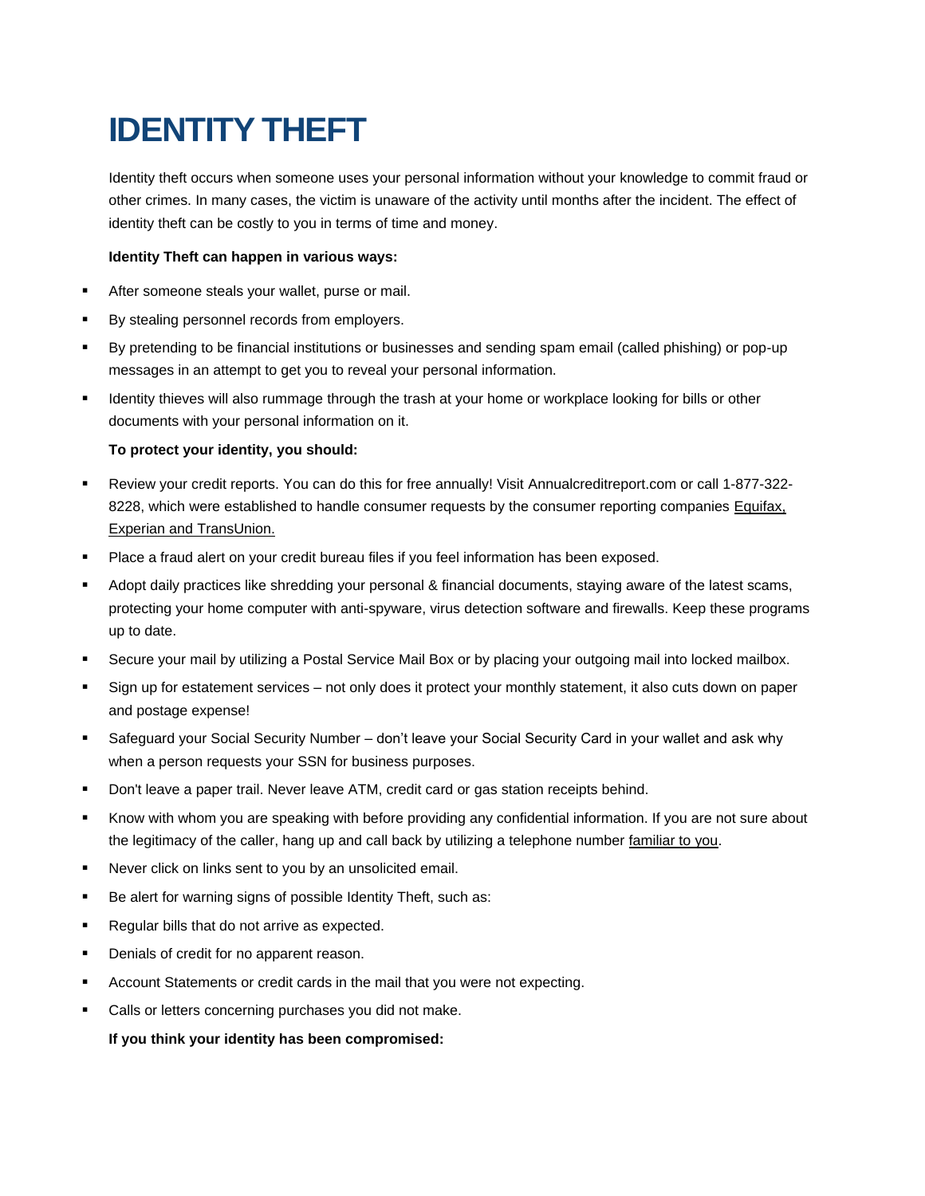# IDENTITY THEFT

Identity theft occurs when someone uses your personal information without your knowledge to commit fraud or other crimes. In many cases, the victim is unaware of the activity until months after the incident. The effect of identity theft can be costly to you in terms of time and money.

**Identity Theft can happen in various ways:**

- After someone steals your wallet, purse or mail.
- By stealing personnel records from employers.
- By pretending to be financial institutions or businesses and sending spam email (called phishing) or pop-up messages in an attempt to get you to reveal your personal information.
- Identity thieves will also rummage through the trash at your home or workplace looking for bills or other documents with your personal information on it.

**To protect your identity, you should:**

- Review your credit reports. You can do this for free annually! Visit Annualcreditreport.com or call 1-877-322-8228, which were established to handle consumer requests by the consumer reporting companies Equifax, Experian and TransUnion.
- Place a fraud alert on your credit bureau files if you feel information has been exposed.
- Adopt daily practices like shredding your personal & financial documents, staying aware of the latest scams, protecting your home computer with anti-spyware, virus detection software and firewalls. Keep these programs up to date.
- Secure your mail by utilizing a Postal Service Mail Box or by placing your outgoing mail into locked mailbox.
- Sign up for estatement services – not only does it protect your monthly statement, it also cuts down on paper and postage expense!
- Safeguard your Social Security Number – don't leave your Social Security Card in your wallet and ask why when a person requests your SSN for business purposes.
- Don't leave a paper trail. Never leave ATM, credit card or gas station receipts behind.
- Know with whom you are speaking with before providing any confidential information. If you are not sure about the legitimacy of the caller, hang up and call back by utilizing a telephone number familiar to you.
- Never click on links sent to you by an unsolicited email.
- Be alert for warning signs of possible Identity Theft, such as:
- Regular bills that do not arrive as expected.
- Denials of credit for no apparent reason.
- Account Statements or credit cards in the mail that you were not expecting.
- Calls or letters concerning purchases you did not make.

**If you think your identity has been compromised:**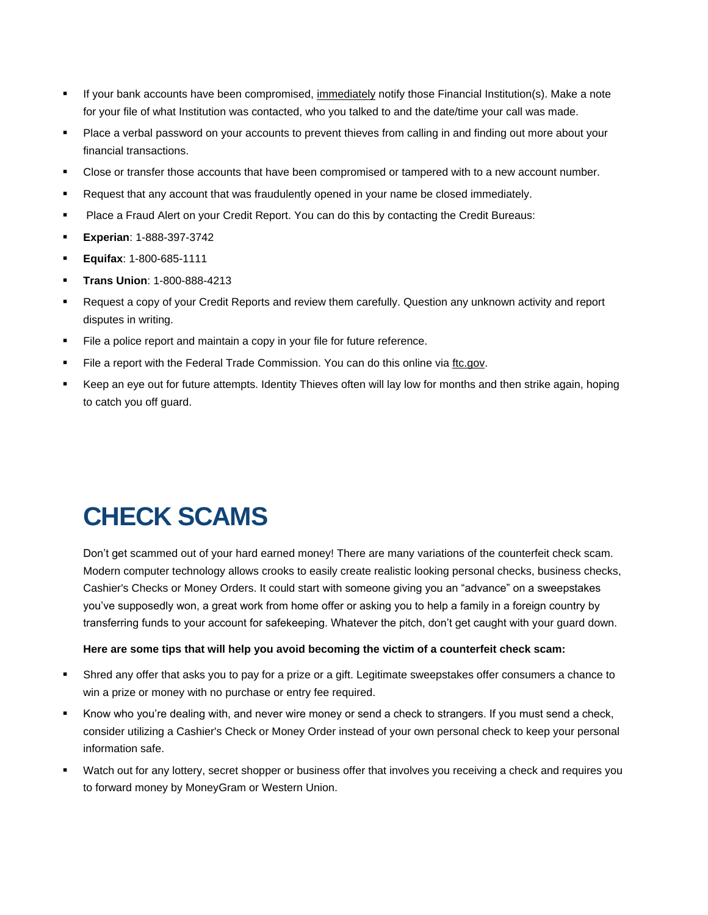- If your bank accounts have been compromised, immediately notify those Financial Institution(s). Make a note for your file of what Institution was contacted, who you talked to and the date/time your call was made.
- Place a verbal password on your accounts to prevent thieves from calling in and finding out more about your financial transactions.
- Close or transfer those accounts that have been compromised or tampered with to a new account number.
- Request that any account that was fraudulently opened in your name be closed immediately.
- Place a Fraud Alert on your Credit Report. You can do this by contacting the Credit Bureaus:
- **Experian**: 1-888-397-3742
- **Equifax**: 1-800-685-1111
- **Trans Union**: 1-800-888-4213
- Request a copy of your Credit Reports and review them carefully. Question any unknown activity and report disputes in writing.
- File a police report and maintain a copy in your file for future reference.
- File a report with the Federal Trade Commission. You can do this online via ftc.gov.
- Keep an eye out for future attempts. Identity Thieves often will lay low for months and then strike again, hoping to catch you off guard.

# CHECK SCAMS

Don't get scammed out of your hard earned money! There are many variations of the counterfeit check scam. Modern computer technology allows crooks to easily create realistic looking personal checks, business checks, Cashier's Checks or Money Orders. It could start with someone giving you an "advance" on a sweepstakes you've supposedly won, a great work from home offer or asking you to help a family in a foreign country by transferring funds to your account for safekeeping. Whatever the pitch, don't get caught with your guard down.

**Here are some tips that will help you avoid becoming the victim of a counterfeit check scam:**

- Shred any offer that asks you to pay for a prize or a gift. Legitimate sweepstakes offer consumers a chance to win a prize or money with no purchase or entry fee required.
- Know who you're dealing with, and never wire money or send a check to strangers. If you must send a check, consider utilizing a Cashier's Check or Money Order instead of your own personal check to keep your personal information safe.
- Watch out for any lottery, secret shopper or business offer that involves you receiving a check and requires you to forward money by MoneyGram or Western Union.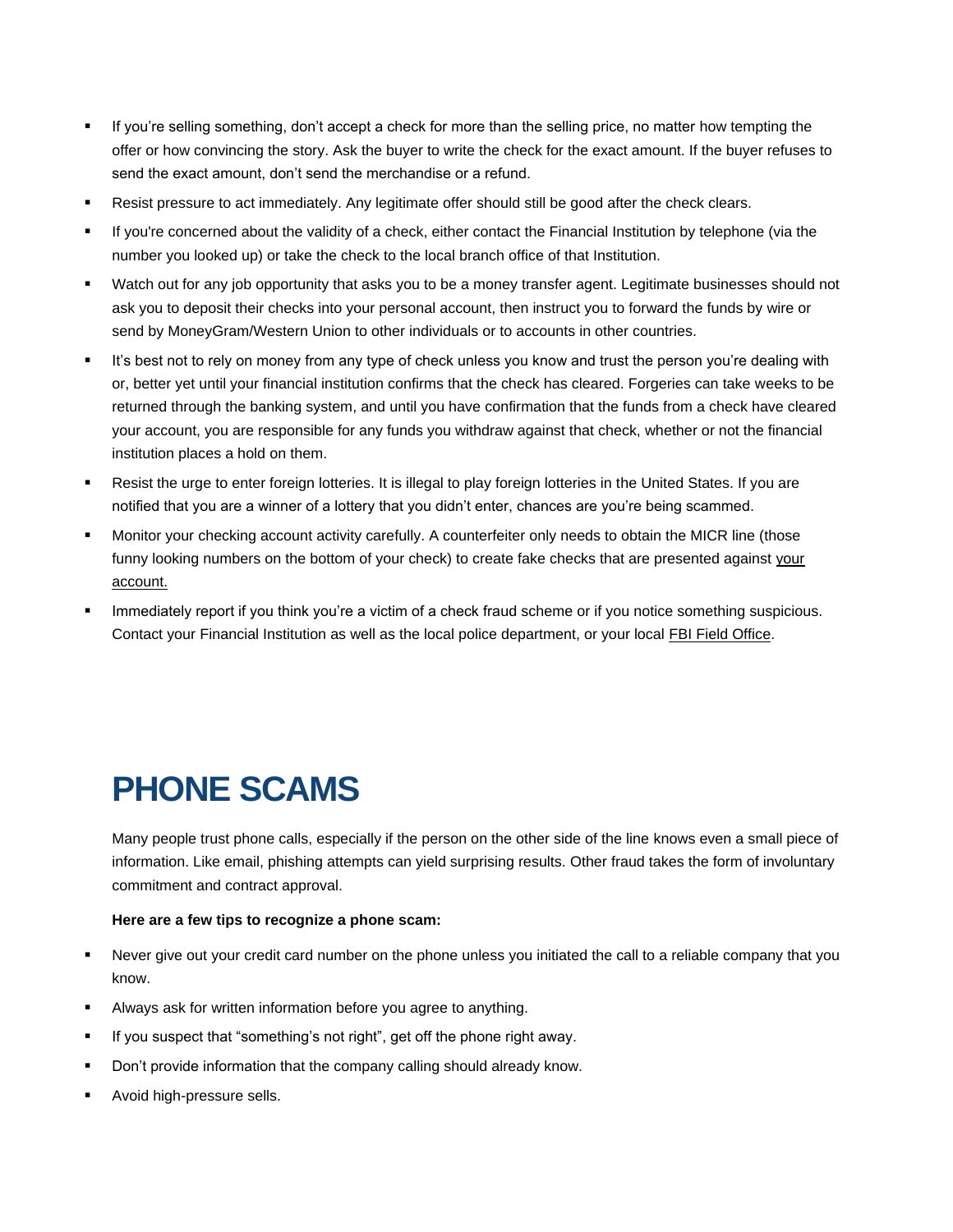- If you're selling something, don't accept a check for more than the selling price, no matter how tempting the offer or how convincing the story. Ask the buyer to write the check for the exact amount. If the buyer refuses to send the exact amount, don't send the merchandise or a refund.
- Resist pressure to act immediately. Any legitimate offer should still be good after the check clears.
- If you're concerned about the validity of a check, either contact the Financial Institution by telephone (via the number you looked up) or take the check to the local branch office of that Institution.
- Watch out for any job opportunity that asks you to be a money transfer agent. Legitimate businesses should not ask you to deposit their checks into your personal account, then instruct you to forward the funds by wire or send by MoneyGram/Western Union to other individuals or to accounts in other countries.
- It's best not to rely on money from any type of check unless you know and trust the person you're dealing with or, better yet until your financial institution confirms that the check has cleared. Forgeries can take weeks to be returned through the banking system, and until you have confirmation that the funds from a check have cleared your account, you are responsible for any funds you withdraw against that check, whether or not the financial institution places a hold on them.
- Resist the urge to enter foreign lotteries. It is illegal to play foreign lotteries in the United States. If you are notified that you are a winner of a lottery that you didn't enter, chances are you're being scammed.
- Monitor your checking account activity carefully. A counterfeiter only needs to obtain the MICR line (those funny looking numbers on the bottom of your check) to create fake checks that are presented against your account.
- Immediately report if you think you're a victim of a check fraud scheme or if you notice something suspicious. Contact your Financial Institution as well as the local police department, or your local FBI Field Office.

# PHONE SCAMS

Many people trust phone calls, especially if the person on the other side of the line knows even a small piece of information. Like email, phishing attempts can yield surprising results. Other fraud takes the form of involuntary commitment and contract approval.

**Here are a few tips to recognize a phone scam:**

- Never give out your credit card number on the phone unless you initiated the call to a reliable company that you know.
- Always ask for written information before you agree to anything.
- If you suspect that "something's not right", get off the phone right away.
- Don't provide information that the company calling should already know.
- Avoid high-pressure sells.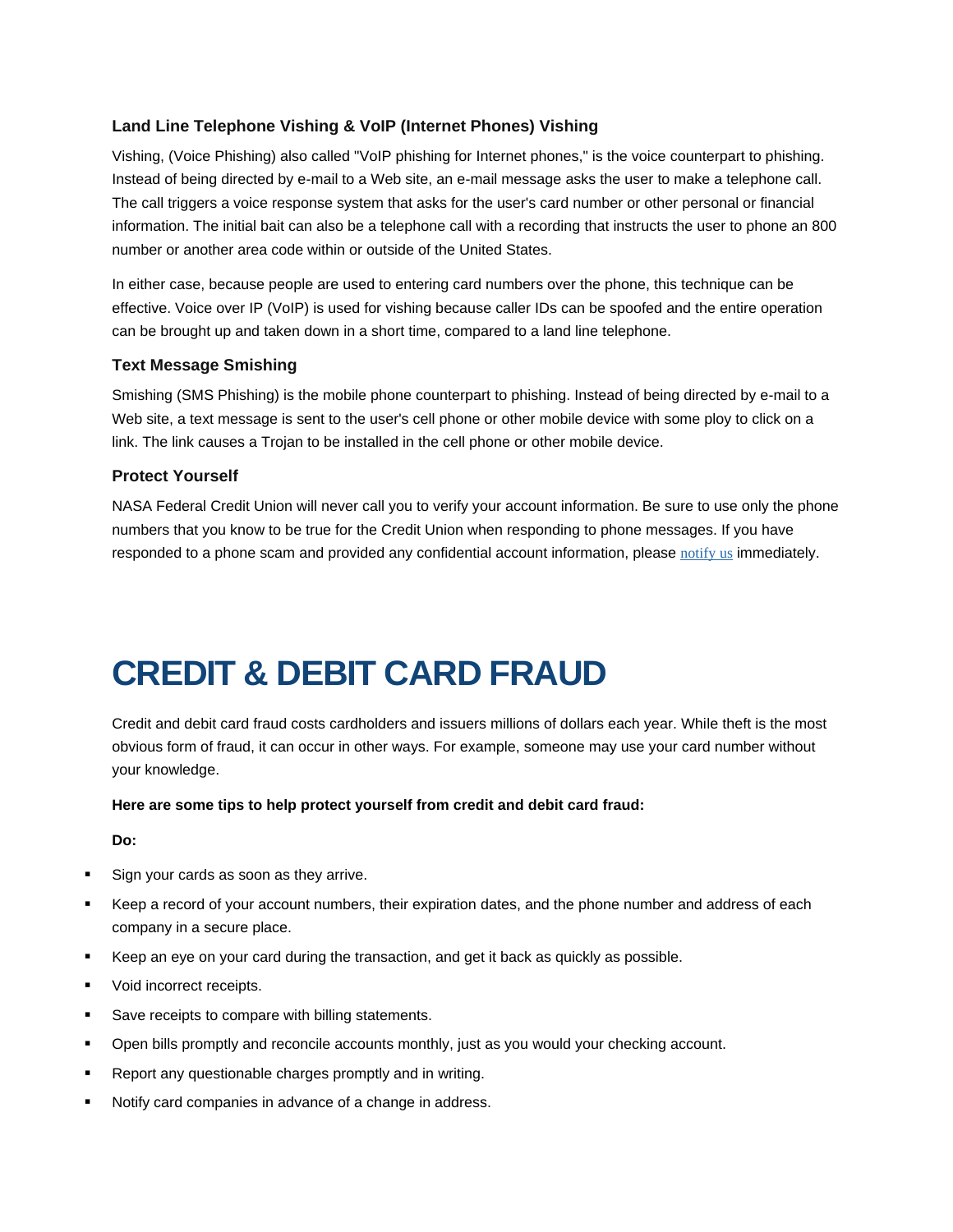### Land Line Telephone Vishing & VoIP (Internet Phones) Vishing

Vishing, (Voice Phishing) also called "VoIP phishing for Internet phones," is the voice counterpart to phishing. Instead of being directed by e-mail to a Web site, an e-mail message asks the user to make a telephone call. The call triggers a voice response system that asks for the user's card number or other personal or financial information. The initial bait can also be a telephone call with a recording that instructs the user to phone an 800 number or another area code within or outside of the United States.

In either case, because people are used to entering card numbers over the phone, this technique can be effective. Voice over IP (VoIP) is used for vishing because caller IDs can be spoofed and the entire operation can be brought up and taken down in a short time, compared to a land line telephone.

### Text Message Smishing

Smishing (SMS Phishing) is the mobile phone counterpart to phishing. Instead of being directed by e-mail to a Web site, a text message is sent to the user's cell phone or other mobile device with some ploy to click on a link. The link causes a Trojan to be installed in the cell phone or other mobile device.

### Protect Yourself

NASA Federal Credit Union will never call you to verify your account information. Be sure to use only the phone numbers that you know to be true for the Credit Union when responding to phone messages. If you have responded to a phone scam and provided any confidential account information, please notify us immediately.

# CREDIT & DEBIT CARD FRAUD

Credit and debit card fraud costs cardholders and issuers millions of dollars each year. While theft is the most obvious form of fraud, it can occur in other ways. For example, someone may use your card number without your knowledge.

**Here are some tips to help protect yourself from credit and debit card fraud:**

**Do:**

- Sign your cards as soon as they arrive.
- Keep a record of your account numbers, their expiration dates, and the phone number and address of each company in a secure place.
- Keep an eye on your card during the transaction, and get it back as quickly as possible.
- Void incorrect receipts.
- Save receipts to compare with billing statements.
- Open bills promptly and reconcile accounts monthly, just as you would your checking account.
- Report any questionable charges promptly and in writing.
- Notify card companies in advance of a change in address.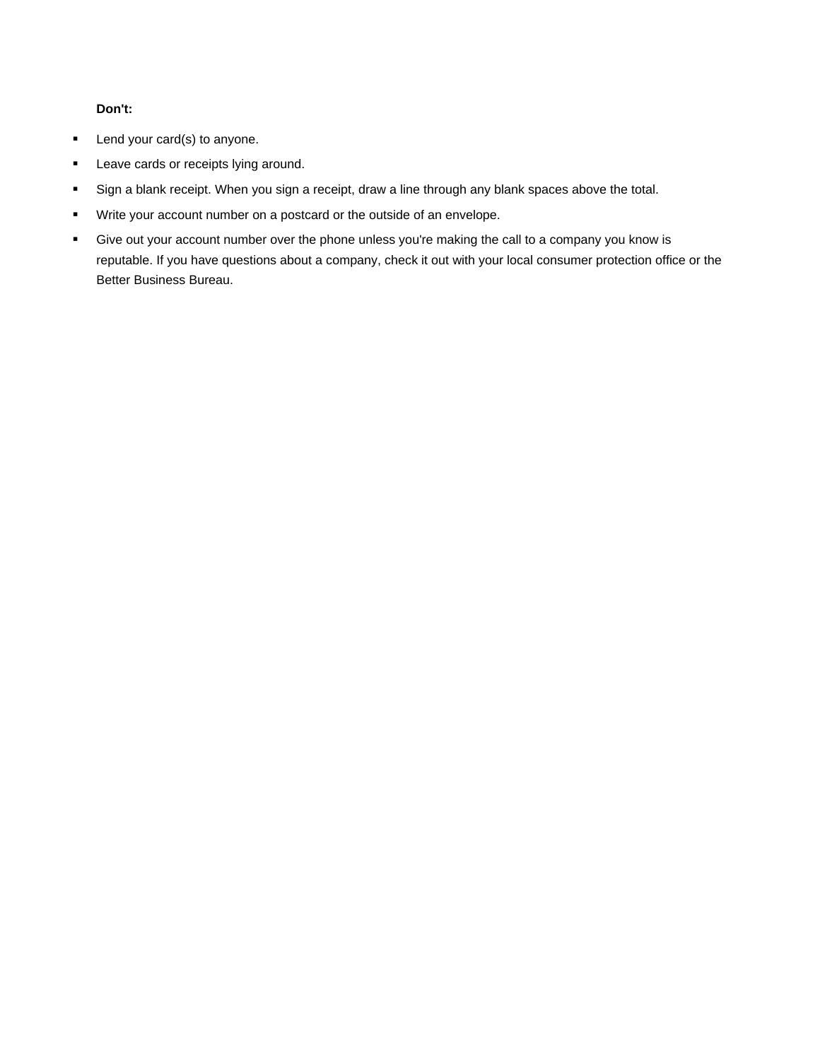**Don't:**

- Lend your card(s) to anyone.
- Leave cards or receipts lying around.
- Sign a blank receipt. When you sign a receipt, draw a line through any blank spaces above the total.
- Write your account number on a postcard or the outside of an envelope.
- Give out your account number over the phone unless you're making the call to a company you know is reputable. If you have questions about a company, check it out with your local consumer protection office or the Better Business Bureau.